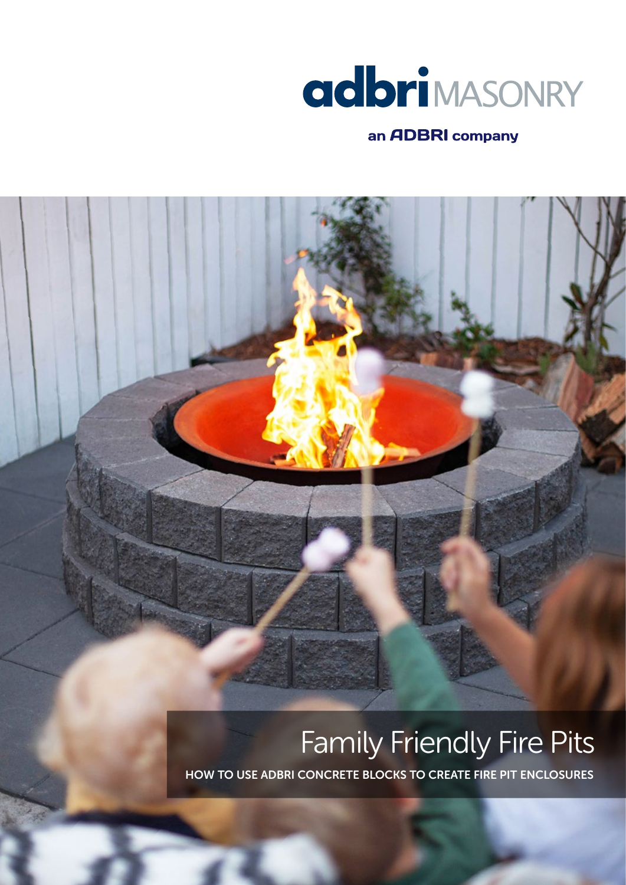adbri MASONRY

an ADBRI company

# Family Friendly Fire Pits

HOW TO USE ADBRI CONCRETE BLOCKS TO CREATE FIRE PIT ENCLOSURES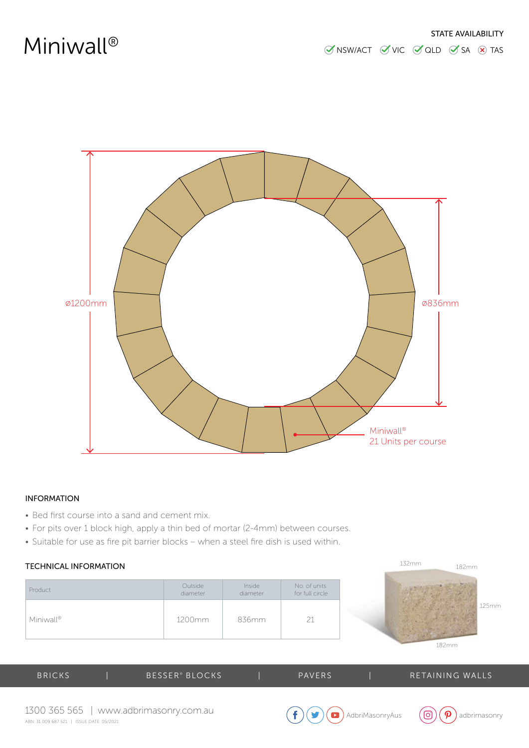# Miniwall®

STATE AVAILABILITY

✓ NSW/ACT ✓ VIC ✓ QLD ✓ SA ⊗ TAS

ø1200mm

ø836mm

Miniwall®
21 Units per course

## INFORMATION

- Bed first course into a sand and cement mix.
- For pits over 1 block high, apply a thin bed of mortar (2-4mm) between courses.
- Suitable for use as fire pit barrier blocks – when a steel fire dish is used within.

## TECHNICAL INFORMATION

| Product | Outside diameter | Inside diameter | No. of units for full circle |
|---|---|---|---|
| Miniwall® | 1200mm | 836mm | 21 |

132mm 182mm 125mm 182mm

BRICKS | BESSER® BLOCKS | PAVERS | RETAINING WALLS

1300 365 565 | www.adbrimasonry.com.au

ABN: 31 009 687 521 | ISSUE DATE: 05/2021

AdbriMasonryAus adbrimasonry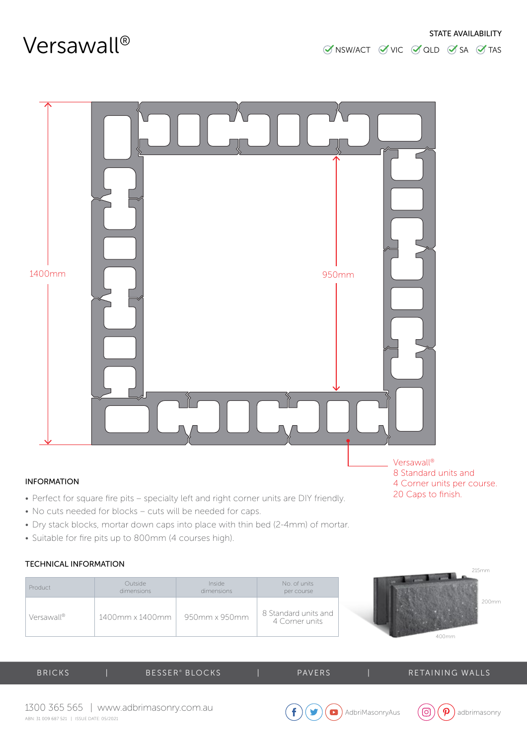# Versawall®

STATE AVAILABILITY

✓ NSW/ACT ✓ VIC ✓ QLD ✓ SA ✓ TAS

1400mm

950mm

Versawall®
8 Standard units and
4 Corner units per course.
20 Caps to finish.

## INFORMATION

- Perfect for square fire pits – specialty left and right corner units are DIY friendly.
- No cuts needed for blocks – cuts will be needed for caps.
- Dry stack blocks, mortar down caps into place with thin bed (2-4mm) of mortar.
- Suitable for fire pits up to 800mm (4 courses high).

## TECHNICAL INFORMATION

| Product | Outside dimensions | Inside dimensions | No. of units per course |
|---|---|---|---|
| Versawall® | 1400mm x 1400mm | 950mm x 950mm | 8 Standard units and 4 Corner units |

215mm

200mm

400mm

BRICKS | BESSER® BLOCKS | PAVERS | RETAINING WALLS

1300 365 565 | www.adbrimasonry.com.au

ABN: 31 009 687 521 | ISSUE DATE: 05/2021

AdbriMasonryAus

adbrimasonry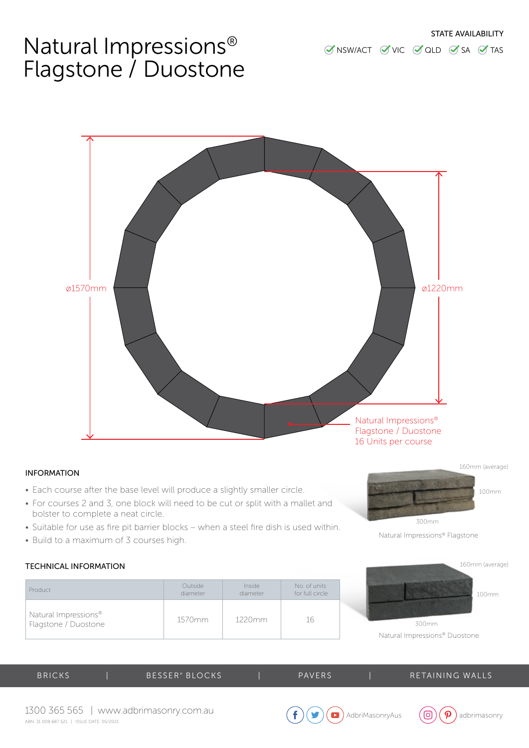# Natural Impressions® Flagstone / Duostone

STATE AVAILABILITY

✓ NSW/ACT ✓ VIC ✓ QLD ✓ SA ✓ TAS

ø1570mm

ø1220mm

Natural Impressions® Flagstone / Duostone
16 Units per course

## INFORMATION

- Each course after the base level will produce a slightly smaller circle.
- For courses 2 and 3, one block will need to be cut or split with a mallet and bolster to complete a neat circle.
- Suitable for use as fire pit barrier blocks – when a steel fire dish is used within.
- Build to a maximum of 3 courses high.

160mm (average)

100mm

300mm

Natural Impressions® Flagstone

160mm (average)

100mm

300mm

Natural Impressions® Duostone

## TECHNICAL INFORMATION

| Product | Outside diameter | Inside diameter | No. of units for full circle |
|---|---|---|---|
| Natural Impressions® Flagstone / Duostone | 1570mm | 1220mm | 16 |

BRICKS | BESSER® BLOCKS | PAVERS | RETAINING WALLS

1300 365 565 | www.adbrimasonry.com.au

ABN: 31 009 687 521 | ISSUE DATE: 05/2021

AdbriMasonryAus adbrimasonry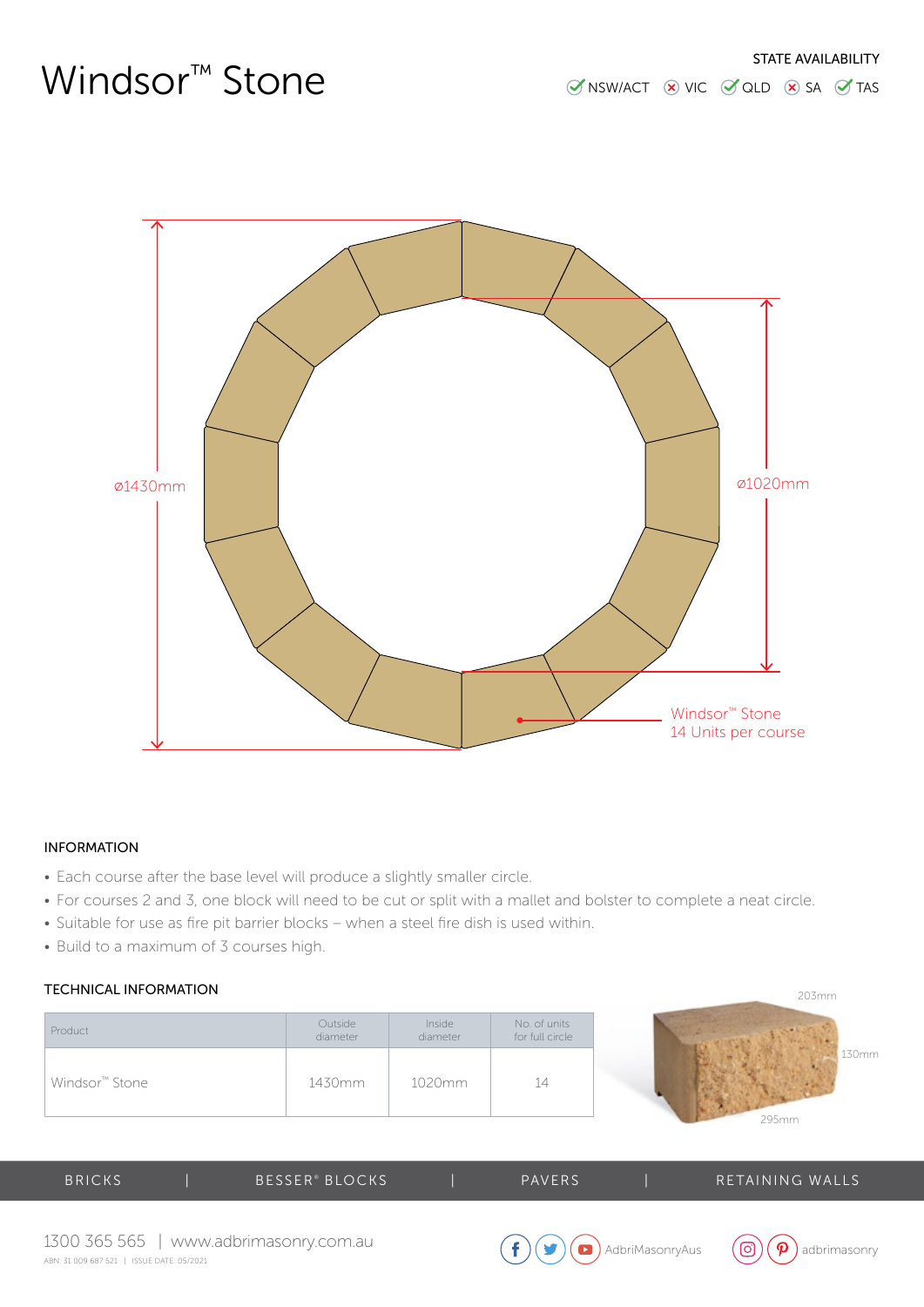# Windsor™ Stone

STATE AVAILABILITY

✓ NSW/ACT ✗ VIC ✓ QLD ✗ SA ✓ TAS

ø1430mm

ø1020mm

Windsor™ Stone
14 Units per course

## INFORMATION

- Each course after the base level will produce a slightly smaller circle.
- For courses 2 and 3, one block will need to be cut or split with a mallet and bolster to complete a neat circle.
- Suitable for use as fire pit barrier blocks – when a steel fire dish is used within.
- Build to a maximum of 3 courses high.

## TECHNICAL INFORMATION

| Product | Outside diameter | Inside diameter | No. of units for full circle |
|---|---|---|---|
| Windsor™ Stone | 1430mm | 1020mm | 14 |

203mm

130mm

295mm

BRICKS | BESSER® BLOCKS | PAVERS | RETAINING WALLS

1300 365 565 | www.adbrimasonry.com.au

ABN: 31 009 687 521 | ISSUE DATE: 05/2021

AdbriMasonryAus

adbrimasonry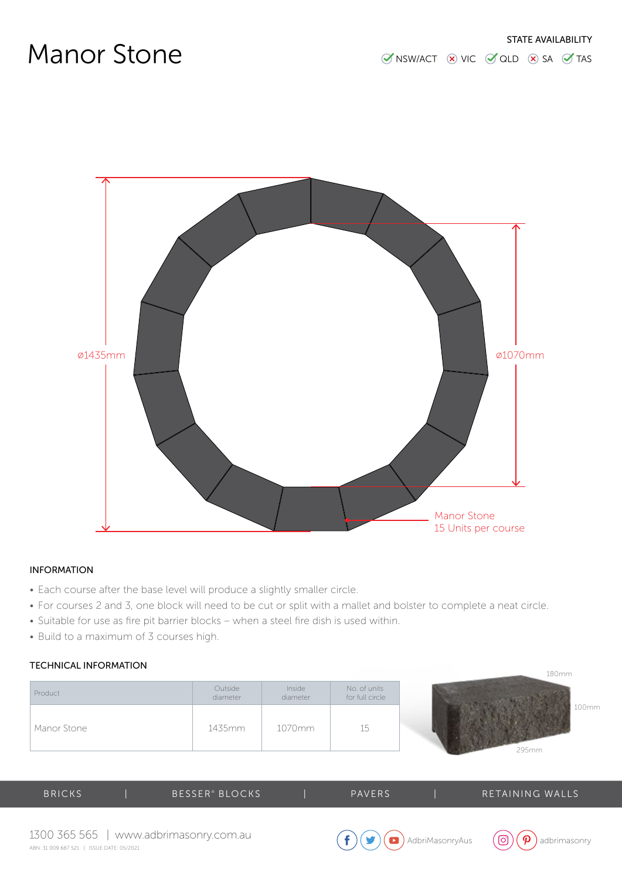# Manor Stone

STATE AVAILABILITY

✓ NSW/ACT ✗ VIC ✓ QLD ✗ SA ✓ TAS

ø1435mm

ø1070mm

Manor Stone
15 Units per course

## INFORMATION

- Each course after the base level will produce a slightly smaller circle.
- For courses 2 and 3, one block will need to be cut or split with a mallet and bolster to complete a neat circle.
- Suitable for use as fire pit barrier blocks – when a steel fire dish is used within.
- Build to a maximum of 3 courses high.

## TECHNICAL INFORMATION

| Product | Outside diameter | Inside diameter | No. of units for full circle |
|---|---|---|---|
| Manor Stone | 1435mm | 1070mm | 15 |

180mm

100mm

295mm

BRICKS | BESSER® BLOCKS | PAVERS | RETAINING WALLS

1300 365 565 | www.adbrimasonry.com.au

ABN: 31 009 687 521 | ISSUE DATE: 05/2021

AdbriMasonryAus

adbrimasonry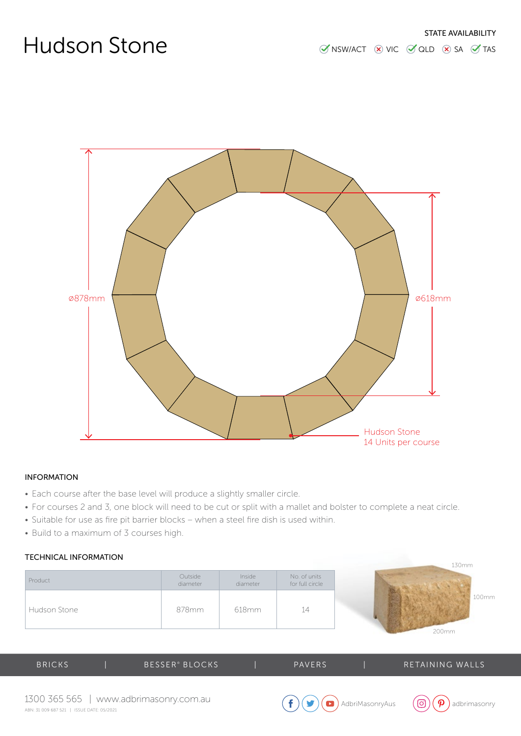# Hudson Stone

STATE AVAILABILITY

✓ NSW/ACT ✗ VIC ✓ QLD ✗ SA ✓ TAS

ø878mm

ø618mm

Hudson Stone
14 Units per course

## INFORMATION

- Each course after the base level will produce a slightly smaller circle.
- For courses 2 and 3, one block will need to be cut or split with a mallet and bolster to complete a neat circle.
- Suitable for use as fire pit barrier blocks – when a steel fire dish is used within.
- Build to a maximum of 3 courses high.

## TECHNICAL INFORMATION

| Product | Outside diameter | Inside diameter | No. of units for full circle |
|---|---|---|---|
| Hudson Stone | 878mm | 618mm | 14 |

130mm

100mm

200mm

BRICKS | BESSER® BLOCKS | PAVERS | RETAINING WALLS

1300 365 565 | www.adbrimasonry.com.au

ABN: 31 009 687 521 | ISSUE DATE: 05/2021

AdbriMasonryAus

adbrimasonry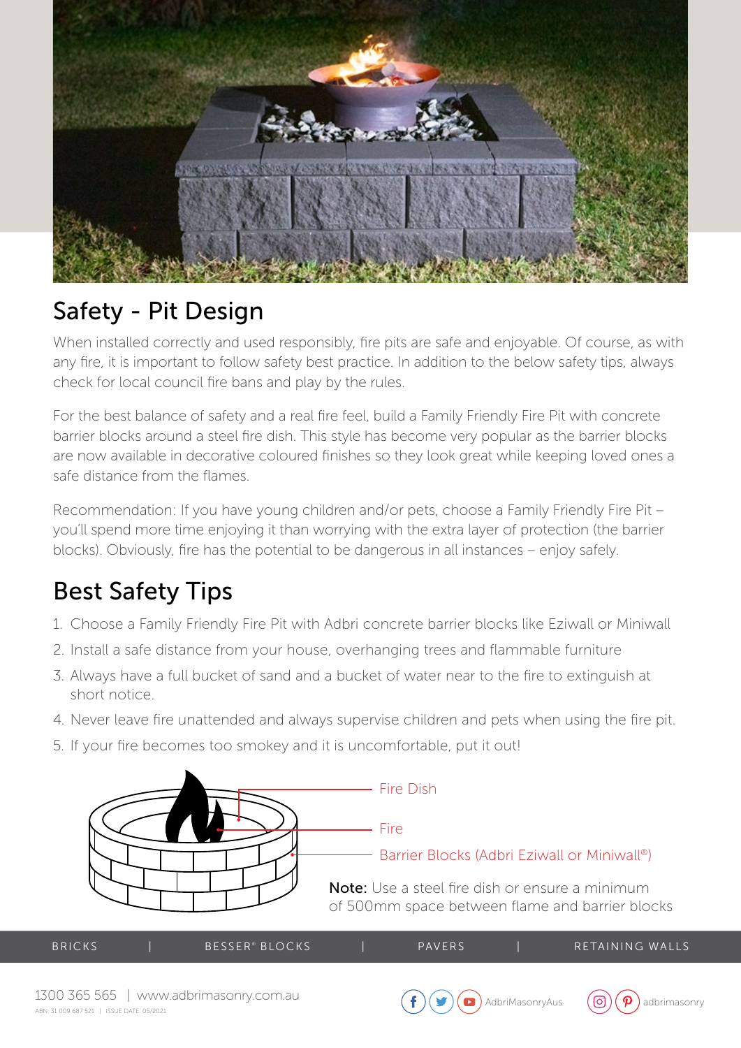## Safety - Pit Design

When installed correctly and used responsibly, fire pits are safe and enjoyable. Of course, as with any fire, it is important to follow safety best practice. In addition to the below safety tips, always check for local council fire bans and play by the rules.

For the best balance of safety and a real fire feel, build a Family Friendly Fire Pit with concrete barrier blocks around a steel fire dish. This style has become very popular as the barrier blocks are now available in decorative coloured finishes so they look great while keeping loved ones a safe distance from the flames.

Recommendation: If you have young children and/or pets, choose a Family Friendly Fire Pit – you'll spend more time enjoying it than worrying with the extra layer of protection (the barrier blocks). Obviously, fire has the potential to be dangerous in all instances – enjoy safely.

## Best Safety Tips

1. Choose a Family Friendly Fire Pit with Adbri concrete barrier blocks like Eziwall or Miniwall
2. Install a safe distance from your house, overhanging trees and flammable furniture
3. Always have a full bucket of sand and a bucket of water near to the fire to extinguish at short notice.
4. Never leave fire unattended and always supervise children and pets when using the fire pit.
5. If your fire becomes too smokey and it is uncomfortable, put it out!

Fire Dish

Fire

Barrier Blocks (Adbri Eziwall or Miniwall®)

**Note:** Use a steel fire dish or ensure a minimum of 500mm space between flame and barrier blocks

BRICKS | BESSER® BLOCKS | PAVERS | RETAINING WALLS

1300 365 565 | www.adbrimasonry.com.au

ABN: 31 009 687 521 | ISSUE DATE: 05/2021

AdbriMasonryAus

adbrimasonry